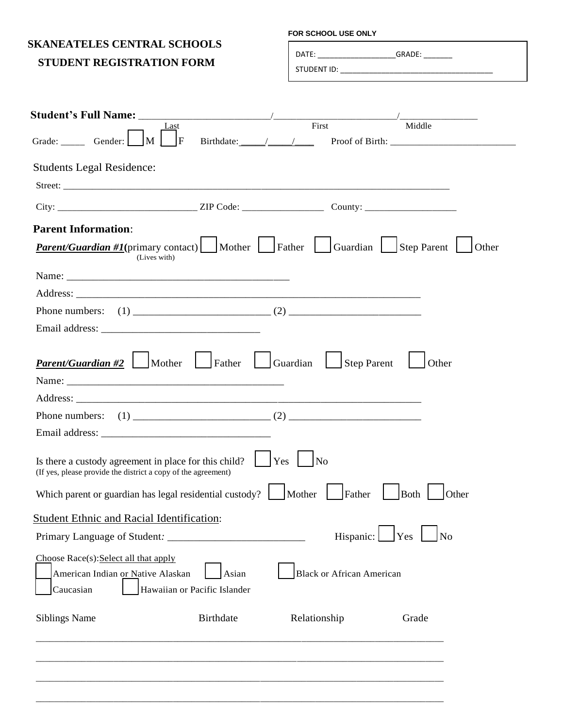**SKANEATELES CENTRAL SCHOOLS**

**STUDENT REGISTRATION FORM**

**FOR SCHOOL USE ONLY**

DATE: ___________________GRADE: _______

STUDENT ID: ____________________________________

**Student's Full Name:** _________________________/________________________/_______________

Last First Middle

Grade: _____ Gender: ☐ M ☐ F Birthdate: _____/_____/____ Proof of Birth: __________________________

Students Legal Residence:

Street: ________________________________________________________________________________

City: ____________________________ ZIP Code: ________________ County: ___________________

**Parent Information**:

***Parent/Guardian #1*(primary contact)** ☐ Mother ☐ Father ☐ Guardian ☐ Step Parent ☐ Other
(Lives with)

Name: ___________________________________________

Address: __________________________________________________________________

Phone numbers: (1) __________________________ (2) _________________________

Email address: ______________________________

***Parent/Guardian #2*** ☐ Mother ☐ Father ☐ Guardian ☐ Step Parent ☐ Other

Name: __________________________________________

Address: __________________________________________________________________

Phone numbers: (1) __________________________ (2) _________________________

Email address: _________________________________

Is there a custody agreement in place for this child? ☐ Yes ☐ No
(If yes, please provide the district a copy of the agreement)

Which parent or guardian has legal residential custody? ☐ Mother ☐ Father ☐ Both ☐ Other

Student Ethnic and Racial Identification:

Primary Language of Student: __________________________ Hispanic: ☐ Yes ☐ No

Choose Race(s): Select all that apply

☐ American Indian or Native Alaskan ☐ Asian ☐ Black or African American

☐ Caucasian ☐ Hawaiian or Pacific Islander

| Siblings Name | Birthdate | Relationship | Grade |
| --- | --- | --- | --- |
| | | | |
| | | | |
| | | | |
| | | | |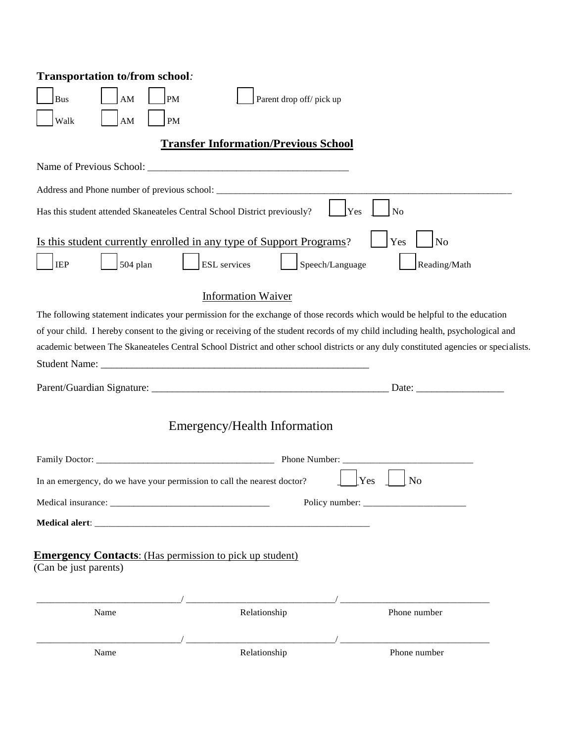**Transportation to/from school***:*

☐ Bus ☐ AM ☐ PM ☐ Parent drop off/ pick up

☐ Walk ☐ AM ☐ PM

## Transfer Information/Previous School

Name of Previous School: _______________________________________

Address and Phone number of previous school: _______________________________________________________________

Has this student attended Skaneateles Central School District previously? ☐ Yes ☐ No

Is this student currently enrolled in any type of Support Programs? ☐ Yes ☐ No

☐ IEP ☐ 504 plan ☐ ESL services ☐ Speech/Language ☐ Reading/Math

### Information Waiver

The following statement indicates your permission for the exchange of those records which would be helpful to the education of your child. I hereby consent to the giving or receiving of the student records of my child including health, psychological and academic between The Skaneateles Central School District and other school districts or any duly constituted agencies or specialists.

Student Name: ______________________________________________________

Parent/Guardian Signature: ______________________________________________ Date: _________________

## Emergency/Health Information

Family Doctor: ______________________________________ Phone Number: ____________________________

In an emergency, do we have your permission to call the nearest doctor? ☐ Yes ☐ No

Medical insurance: __________________________________ Policy number: ______________________

**Medical alert**: ____________________________________________________________

**Emergency Contacts**: (Has permission to pick up student)
(Can be just parents)

_____________________________/ _____________________________/ ______________________________

| Name | Relationship | Phone number |
|---|---|---|

_____________________________/ _____________________________/ ______________________________

| Name | Relationship | Phone number |
|---|---|---|